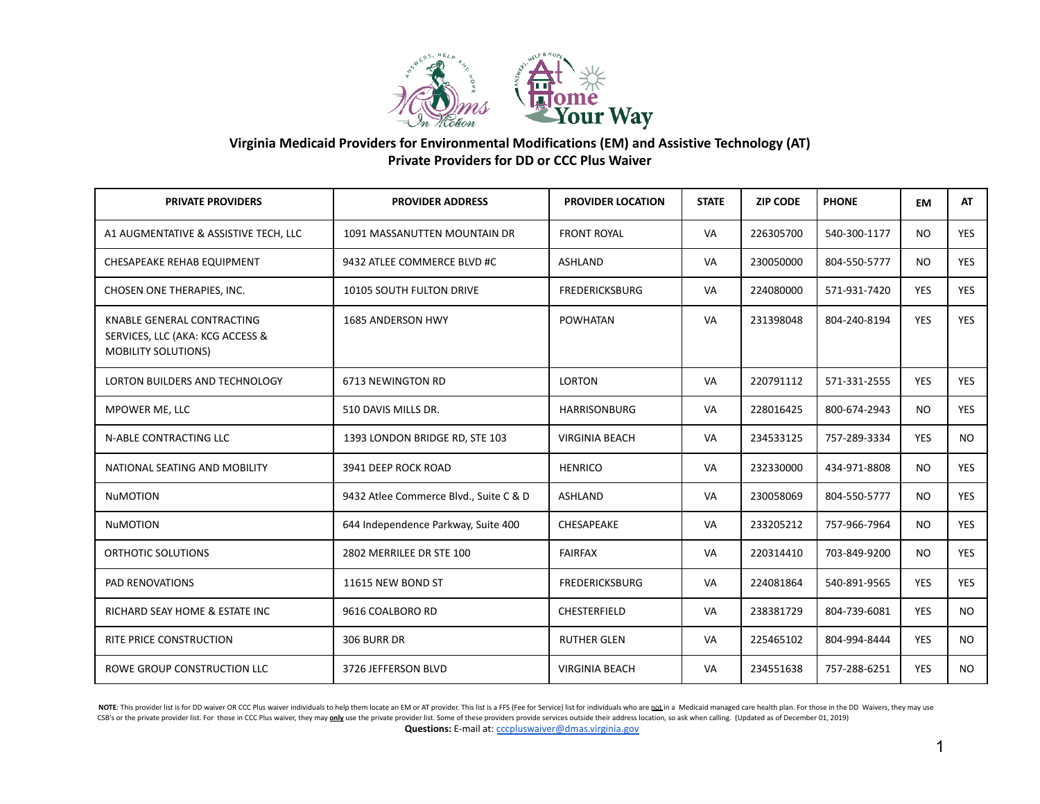**Virginia Medicaid Providers for Environmental Modifications (EM) and Assistive Technology (AT)**
**Private Providers for DD or CCC Plus Waiver**

| PRIVATE PROVIDERS | PROVIDER ADDRESS | PROVIDER LOCATION | STATE | ZIP CODE | PHONE | EM | AT |
|---|---|---|---|---|---|---|---|
| A1 AUGMENTATIVE & ASSISTIVE TECH, LLC | 1091 MASSANUTTEN MOUNTAIN DR | FRONT ROYAL | VA | 226305700 | 540-300-1177 | NO | YES |
| CHESAPEAKE REHAB EQUIPMENT | 9432 ATLEE COMMERCE BLVD #C | ASHLAND | VA | 230050000 | 804-550-5777 | NO | YES |
| CHOSEN ONE THERAPIES, INC. | 10105 SOUTH FULTON DRIVE | FREDERICKSBURG | VA | 224080000 | 571-931-7420 | YES | YES |
| KNABLE GENERAL CONTRACTING SERVICES, LLC (AKA: KCG ACCESS & MOBILITY SOLUTIONS) | 1685 ANDERSON HWY | POWHATAN | VA | 231398048 | 804-240-8194 | YES | YES |
| LORTON BUILDERS AND TECHNOLOGY | 6713 NEWINGTON RD | LORTON | VA | 220791112 | 571-331-2555 | YES | YES |
| MPOWER ME, LLC | 510 DAVIS MILLS DR. | HARRISONBURG | VA | 228016425 | 800-674-2943 | NO | YES |
| N-ABLE CONTRACTING LLC | 1393 LONDON BRIDGE RD, STE 103 | VIRGINIA BEACH | VA | 234533125 | 757-289-3334 | YES | NO |
| NATIONAL SEATING AND MOBILITY | 3941 DEEP ROCK ROAD | HENRICO | VA | 232330000 | 434-971-8808 | NO | YES |
| NuMOTION | 9432 Atlee Commerce Blvd., Suite C & D | ASHLAND | VA | 230058069 | 804-550-5777 | NO | YES |
| NuMOTION | 644 Independence Parkway, Suite 400 | CHESAPEAKE | VA | 233205212 | 757-966-7964 | NO | YES |
| ORTHOTIC SOLUTIONS | 2802 MERRILEE DR STE 100 | FAIRFAX | VA | 220314410 | 703-849-9200 | NO | YES |
| PAD RENOVATIONS | 11615 NEW BOND ST | FREDERICKSBURG | VA | 224081864 | 540-891-9565 | YES | YES |
| RICHARD SEAY HOME & ESTATE INC | 9616 COALBORO RD | CHESTERFIELD | VA | 238381729 | 804-739-6081 | YES | NO |
| RITE PRICE CONSTRUCTION | 306 BURR DR | RUTHER GLEN | VA | 225465102 | 804-994-8444 | YES | NO |
| ROWE GROUP CONSTRUCTION LLC | 3726 JEFFERSON BLVD | VIRGINIA BEACH | VA | 234551638 | 757-288-6251 | YES | NO |

**NOTE**: This provider list is for DD waiver OR CCC Plus waiver individuals to help them locate an EM or AT provider. This list is a FFS (Fee for Service) list for individuals who are **not** in a Medicaid managed care health plan. For those in the DD Waivers, they may use CSB's or the private provider list. For those in CCC Plus waiver, they may **only** use the private provider list. Some of these providers provide services outside their address location, so ask when calling. (Updated as of December 01, 2019)

**Questions:** E-mail at: cccpluswaiver@dmas.virginia.gov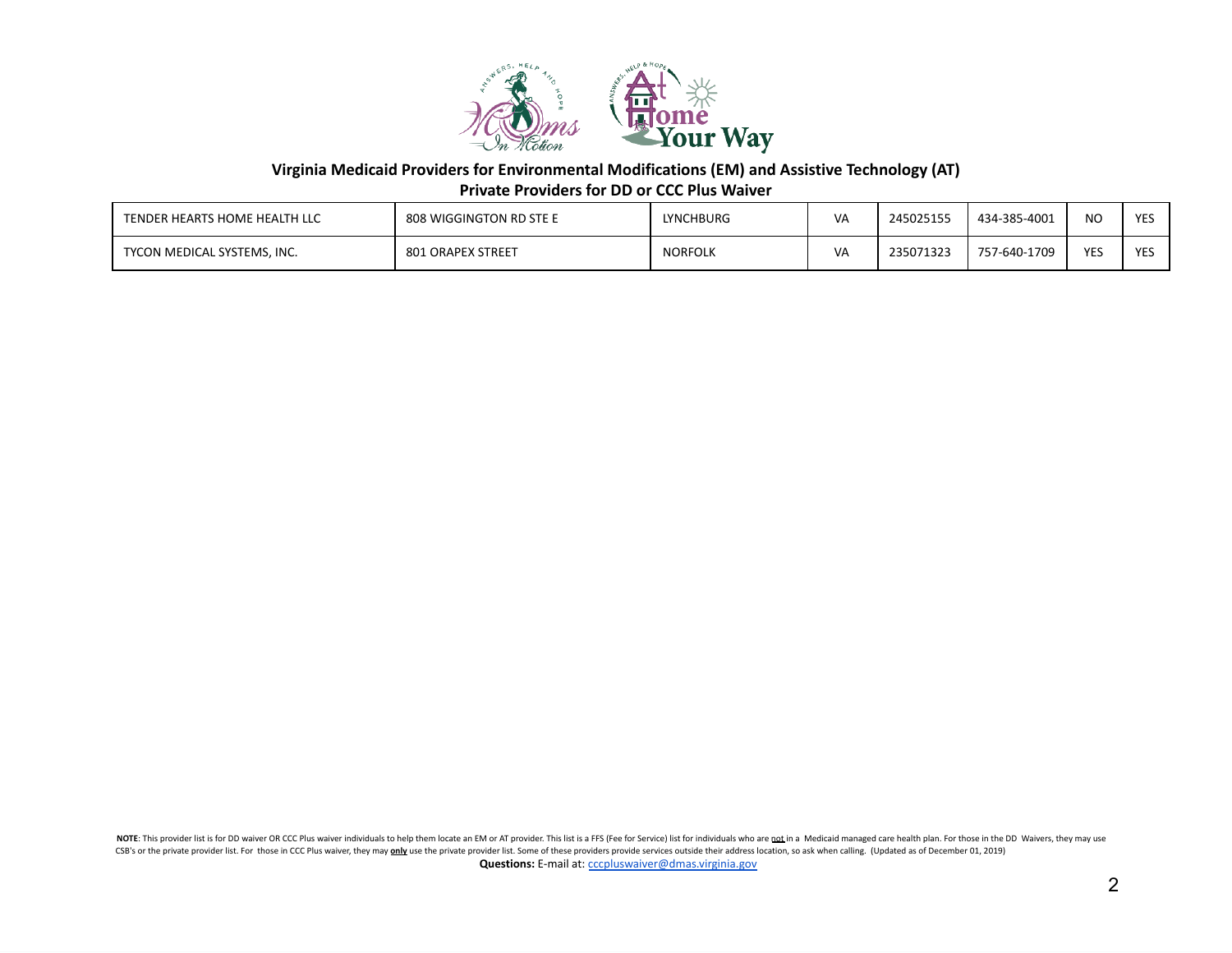## Virginia Medicaid Providers for Environmental Modifications (EM) and Assistive Technology (AT)

### Private Providers for DD or CCC Plus Waiver

| | | | | | | | |
|---|---|---|---|---|---|---|---|
| TENDER HEARTS HOME HEALTH LLC | 808 WIGGINGTON RD STE E | LYNCHBURG | VA | 245025155 | 434-385-4001 | NO | YES |
| TYCON MEDICAL SYSTEMS, INC. | 801 ORAPEX STREET | NORFOLK | VA | 235071323 | 757-640-1709 | YES | YES |

**NOTE**: This provider list is for DD waiver OR CCC Plus waiver individuals to help them locate an EM or AT provider. This list is a FFS (Fee for Service) list for individuals who are **not** in a Medicaid managed care health plan. For those in the DD Waivers, they may use CSB's or the private provider list. For those in CCC Plus waiver, they may **only** use the private provider list. Some of these providers provide services outside their address location, so ask when calling. (Updated as of December 01, 2019)

**Questions:** E-mail at: cccpluswaiver@dmas.virginia.gov